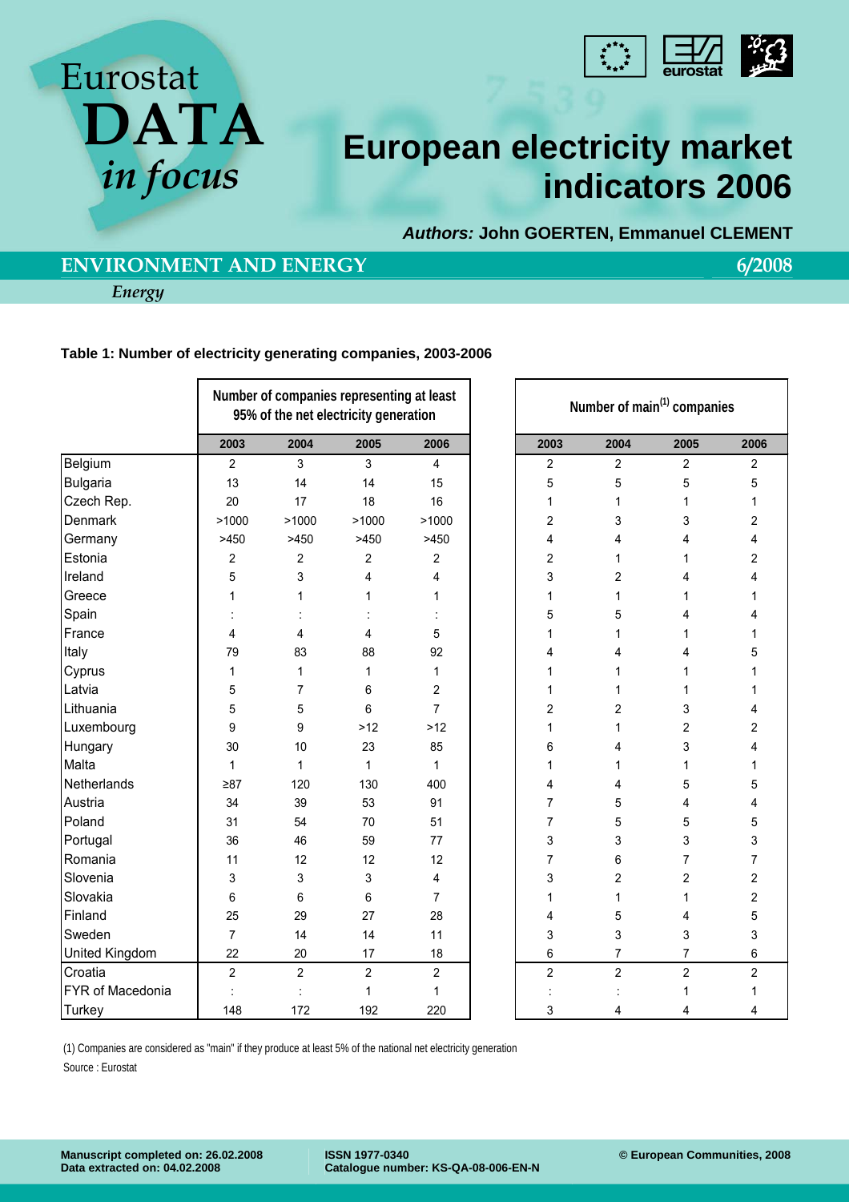Eurostat **DATA** *in focus*

# European electricity market indicators 2006

***Authors:*** **John GOERTEN, Emmanuel CLEMENT**

## ENVIRONMENT AND ENERGY

**6/2008**

*Energy*

**Table 1: Number of electricity generating companies, 2003-2006**

| | Number of companies representing at least 95% of the net electricity generation | | | | Number of main[(1)] companies | | | |
|---|---|---|---|---|---|---|---|---|
| | 2003 | 2004 | 2005 | 2006 | 2003 | 2004 | 2005 | 2006 |
| Belgium | 2 | 3 | 3 | 4 | 2 | 2 | 2 | 2 |
| Bulgaria | 13 | 14 | 14 | 15 | 5 | 5 | 5 | 5 |
| Czech Rep. | 20 | 17 | 18 | 16 | 1 | 1 | 1 | 1 |
| Denmark | >1000 | >1000 | >1000 | >1000 | 2 | 3 | 3 | 2 |
| Germany | >450 | >450 | >450 | >450 | 4 | 4 | 4 | 4 |
| Estonia | 2 | 2 | 2 | 2 | 2 | 1 | 1 | 2 |
| Ireland | 5 | 3 | 4 | 4 | 3 | 2 | 4 | 4 |
| Greece | 1 | 1 | 1 | 1 | 1 | 1 | 1 | 1 |
| Spain | : | : | : | : | 5 | 5 | 4 | 4 |
| France | 4 | 4 | 4 | 5 | 1 | 1 | 1 | 1 |
| Italy | 79 | 83 | 88 | 92 | 4 | 4 | 4 | 5 |
| Cyprus | 1 | 1 | 1 | 1 | 1 | 1 | 1 | 1 |
| Latvia | 5 | 7 | 6 | 2 | 1 | 1 | 1 | 1 |
| Lithuania | 5 | 5 | 6 | 7 | 2 | 2 | 3 | 4 |
| Luxembourg | 9 | 9 | >12 | >12 | 1 | 1 | 2 | 2 |
| Hungary | 30 | 10 | 23 | 85 | 6 | 4 | 3 | 4 |
| Malta | 1 | 1 | 1 | 1 | 1 | 1 | 1 | 1 |
| Netherlands | ≥87 | 120 | 130 | 400 | 4 | 4 | 5 | 5 |
| Austria | 34 | 39 | 53 | 91 | 7 | 5 | 4 | 4 |
| Poland | 31 | 54 | 70 | 51 | 7 | 5 | 5 | 5 |
| Portugal | 36 | 46 | 59 | 77 | 3 | 3 | 3 | 3 |
| Romania | 11 | 12 | 12 | 12 | 7 | 6 | 7 | 7 |
| Slovenia | 3 | 3 | 3 | 4 | 3 | 2 | 2 | 2 |
| Slovakia | 6 | 6 | 6 | 7 | 1 | 1 | 1 | 2 |
| Finland | 25 | 29 | 27 | 28 | 4 | 5 | 4 | 5 |
| Sweden | 7 | 14 | 14 | 11 | 3 | 3 | 3 | 3 |
| United Kingdom | 22 | 20 | 17 | 18 | 6 | 7 | 7 | 6 |
| Croatia | 2 | 2 | 2 | 2 | 2 | 2 | 2 | 2 |
| FYR of Macedonia | : | : | 1 | 1 | : | : | 1 | 1 |
| Turkey | 148 | 172 | 192 | 220 | 3 | 4 | 4 | 4 |

(1) Companies are considered as "main" if they produce at least 5% of the national net electricity generation

Source : Eurostat

**Manuscript completed on: 26.02.2008**
**Data extracted on: 04.02.2008**

**ISSN 1977-0340**
**Catalogue number: KS-QA-08-006-EN-N**

**© European Communities, 2008**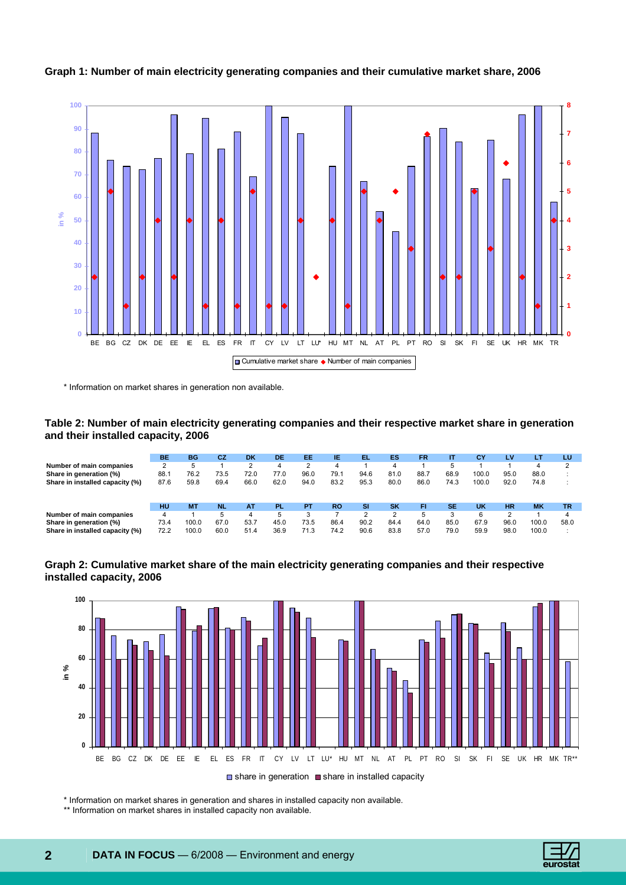**Graph 1: Number of main electricity generating companies and their cumulative market share, 2006**

\* Information on market shares in generation non available.

**Table 2: Number of main electricity generating companies and their respective market share in generation and their installed capacity, 2006**

| | BE | BG | CZ | DK | DE | EE | IE | EL | ES | FR | IT | CY | LV | LT | LU |
|---|---|---|---|---|---|---|---|---|---|---|---|---|---|---|---|
| Number of main companies | 2 | 5 | 1 | 2 | 4 | 2 | 4 | 1 | 4 | 1 | 5 | 1 | 1 | 4 | 2 |
| Share in generation (%) | 88.1 | 76.2 | 73.5 | 72.0 | 77.0 | 96.0 | 79.1 | 94.6 | 81.0 | 88.7 | 68.9 | 100.0 | 95.0 | 88.0 | : |
| Share in installed capacity (%) | 87.6 | 59.8 | 69.4 | 66.0 | 62.0 | 94.0 | 83.2 | 95.3 | 80.0 | 86.0 | 74.3 | 100.0 | 92.0 | 74.8 | : |

| | HU | MT | NL | AT | PL | PT | RO | SI | SK | FI | SE | UK | HR | MK | TR |
|---|---|---|---|---|---|---|---|---|---|---|---|---|---|---|---|
| Number of main companies | 4 | 1 | 5 | 4 | 5 | 3 | 7 | 2 | 2 | 5 | 3 | 6 | 2 | 1 | 4 |
| Share in generation (%) | 73.4 | 100.0 | 67.0 | 53.7 | 45.0 | 73.5 | 86.4 | 90.2 | 84.4 | 64.0 | 85.0 | 67.9 | 96.0 | 100.0 | 58.0 |
| Share in installed capacity (%) | 72.2 | 100.0 | 60.0 | 51.4 | 36.9 | 71.3 | 74.2 | 90.6 | 83.8 | 57.0 | 79.0 | 59.9 | 98.0 | 100.0 | : |

**Graph 2: Cumulative market share of the main electricity generating companies and their respective installed capacity, 2006**

\* Information on market shares in generation and shares in installed capacity non available.

\*\* Information on market shares in installed capacity non available.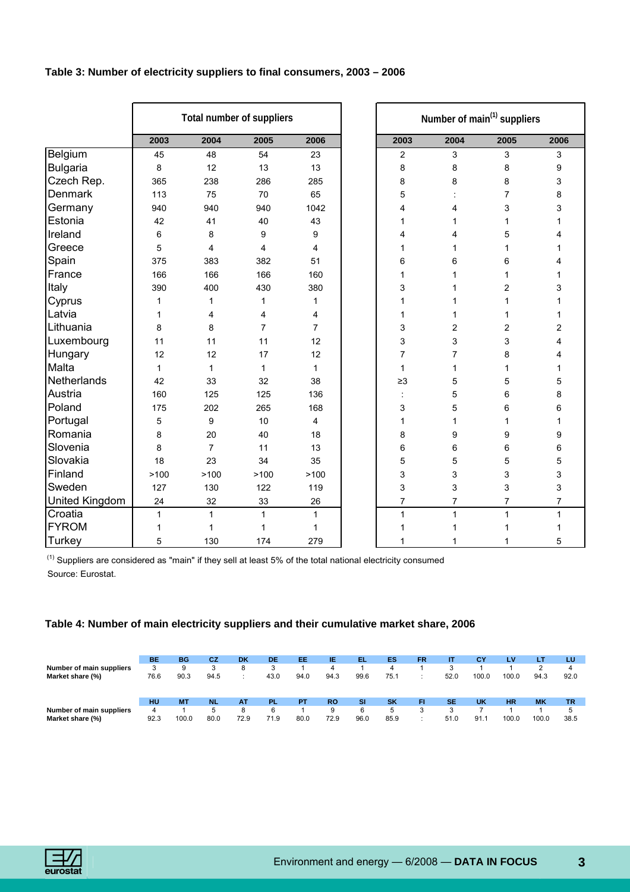**Table 3: Number of electricity suppliers to final consumers, 2003 – 2006**

| | Total number of suppliers | | | | Number of main(1) suppliers | | | |
|---|---|---|---|---|---|---|---|---|
| | 2003 | 2004 | 2005 | 2006 | 2003 | 2004 | 2005 | 2006 |
| Belgium | 45 | 48 | 54 | 23 | 2 | 3 | 3 | 3 |
| Bulgaria | 8 | 12 | 13 | 13 | 8 | 8 | 8 | 9 |
| Czech Rep. | 365 | 238 | 286 | 285 | 8 | 8 | 8 | 3 |
| Denmark | 113 | 75 | 70 | 65 | 5 | : | 7 | 8 |
| Germany | 940 | 940 | 940 | 1042 | 4 | 4 | 3 | 3 |
| Estonia | 42 | 41 | 40 | 43 | 1 | 1 | 1 | 1 |
| Ireland | 6 | 8 | 9 | 9 | 4 | 4 | 5 | 4 |
| Greece | 5 | 4 | 4 | 4 | 1 | 1 | 1 | 1 |
| Spain | 375 | 383 | 382 | 51 | 6 | 6 | 6 | 4 |
| France | 166 | 166 | 166 | 160 | 1 | 1 | 1 | 1 |
| Italy | 390 | 400 | 430 | 380 | 3 | 1 | 2 | 3 |
| Cyprus | 1 | 1 | 1 | 1 | 1 | 1 | 1 | 1 |
| Latvia | 1 | 4 | 4 | 4 | 1 | 1 | 1 | 1 |
| Lithuania | 8 | 8 | 7 | 7 | 3 | 2 | 2 | 2 |
| Luxembourg | 11 | 11 | 11 | 12 | 3 | 3 | 3 | 4 |
| Hungary | 12 | 12 | 17 | 12 | 7 | 7 | 8 | 4 |
| Malta | 1 | 1 | 1 | 1 | 1 | 1 | 1 | 1 |
| Netherlands | 42 | 33 | 32 | 38 | ≥3 | 5 | 5 | 5 |
| Austria | 160 | 125 | 125 | 136 | : | 5 | 6 | 8 |
| Poland | 175 | 202 | 265 | 168 | 3 | 5 | 6 | 6 |
| Portugal | 5 | 9 | 10 | 4 | 1 | 1 | 1 | 1 |
| Romania | 8 | 20 | 40 | 18 | 8 | 9 | 9 | 9 |
| Slovenia | 8 | 7 | 11 | 13 | 6 | 6 | 6 | 6 |
| Slovakia | 18 | 23 | 34 | 35 | 5 | 5 | 5 | 5 |
| Finland | >100 | >100 | >100 | >100 | 3 | 3 | 3 | 3 |
| Sweden | 127 | 130 | 122 | 119 | 3 | 3 | 3 | 3 |
| United Kingdom | 24 | 32 | 33 | 26 | 7 | 7 | 7 | 7 |
| Croatia | 1 | 1 | 1 | 1 | 1 | 1 | 1 | 1 |
| FYROM | 1 | 1 | 1 | 1 | 1 | 1 | 1 | 1 |
| Turkey | 5 | 130 | 174 | 279 | 1 | 1 | 1 | 5 |

(1) Suppliers are considered as "main" if they sell at least 5% of the total national electricity consumed

Source: Eurostat.

**Table 4: Number of main electricity suppliers and their cumulative market share, 2006**

| | BE | BG | CZ | DK | DE | EE | IE | EL | ES | FR | IT | CY | LV | LT | LU |
|---|---|---|---|---|---|---|---|---|---|---|---|---|---|---|---|
| Number of main suppliers | 3 | 9 | 3 | 8 | 3 | 1 | 4 | 1 | 4 | 1 | 3 | 1 | 1 | 2 | 4 |
| Market share (%) | 76.6 | 90.3 | 94.5 | : | 43.0 | 94.0 | 94.3 | 99.6 | 75.1 | : | 52.0 | 100.0 | 100.0 | 94.3 | 92.0 |

| | HU | MT | NL | AT | PL | PT | RO | SI | SK | FI | SE | UK | HR | MK | TR |
|---|---|---|---|---|---|---|---|---|---|---|---|---|---|---|---|
| Number of main suppliers | 4 | 1 | 5 | 8 | 6 | 1 | 9 | 6 | 5 | 3 | 3 | 7 | 1 | 1 | 5 |
| Market share (%) | 92.3 | 100.0 | 80.0 | 72.9 | 71.9 | 80.0 | 72.9 | 96.0 | 85.9 | : | 51.0 | 91.1 | 100.0 | 100.0 | 38.5 |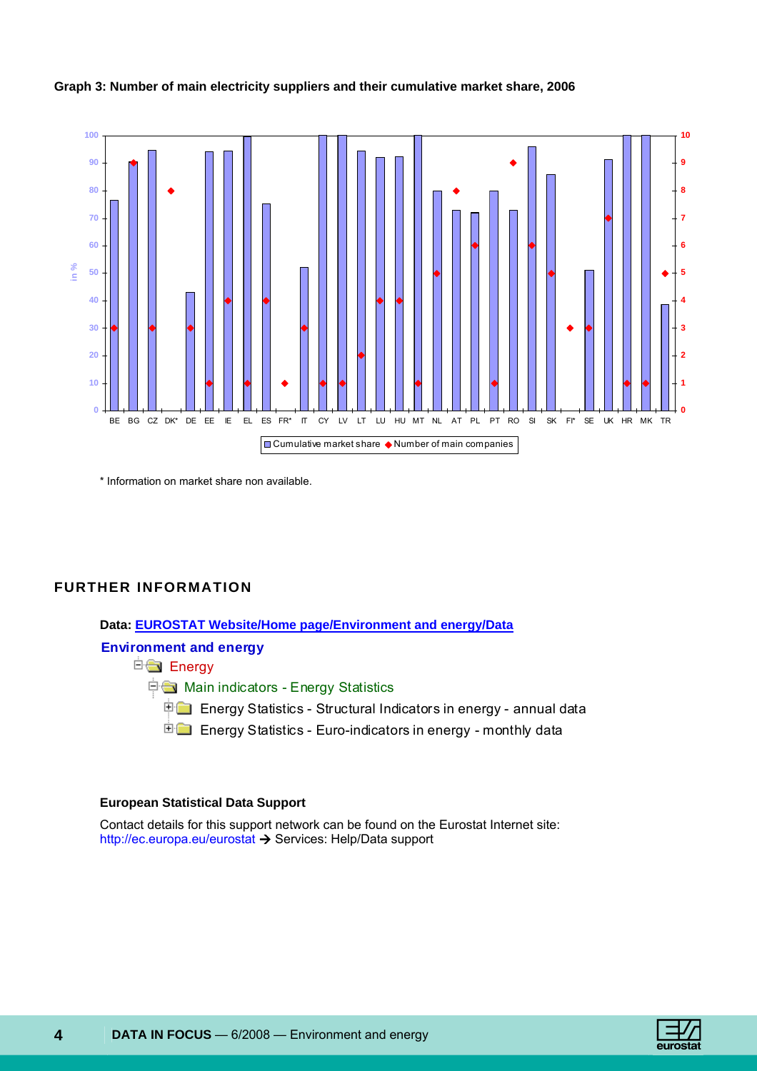**Graph 3: Number of main electricity suppliers and their cumulative market share, 2006**

in %

100
90
80
70
60
50
40
30
20
10
0

10
9
8
7
6
5
4
3
2
1
0

BE BG CZ DK* DE EE IE EL ES FR* IT CY LV LT LU HU MT NL AT PL PT RO SI SK FI* SE UK HR MK TR

Cumulative market share ◆ Number of main companies

\* Information on market share non available.

## FURTHER INFORMATION

**Data: [EUROSTAT Website/Home page/Environment and energy/Data](http://ec.europa.eu/eurostat)**

**Environment and energy**

- Energy
  - Main indicators - Energy Statistics
    - Energy Statistics - Structural Indicators in energy - annual data
    - Energy Statistics - Euro-indicators in energy - monthly data

**European Statistical Data Support**

Contact details for this support network can be found on the Eurostat Internet site:
http://ec.europa.eu/eurostat → Services: Help/Data support